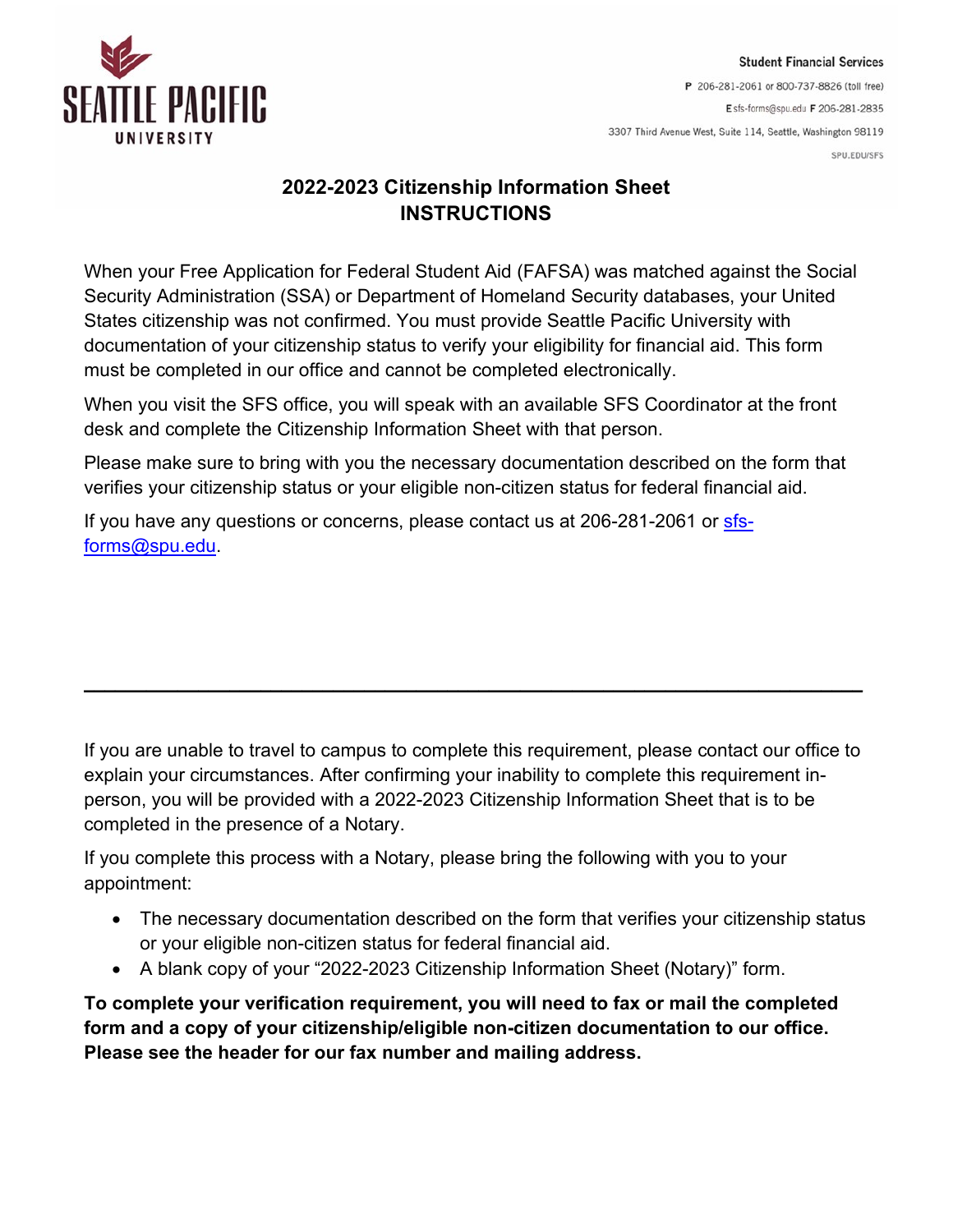SEATTLE PACIFIC UNIVERSITY

**Student Financial Services**

**P** 206-281-2061 or 800-737-8826 (toll free)

**E** sfs-forms@spu.edu **F** 206-281-2835

3307 Third Avenue West, Suite 114, Seattle, Washington 98119

SPU.EDU/SFS

# 2022-2023 Citizenship Information Sheet INSTRUCTIONS

When your Free Application for Federal Student Aid (FAFSA) was matched against the Social Security Administration (SSA) or Department of Homeland Security databases, your United States citizenship was not confirmed. You must provide Seattle Pacific University with documentation of your citizenship status to verify your eligibility for financial aid. This form must be completed in our office and cannot be completed electronically.

When you visit the SFS office, you will speak with an available SFS Coordinator at the front desk and complete the Citizenship Information Sheet with that person.

Please make sure to bring with you the necessary documentation described on the form that verifies your citizenship status or your eligible non-citizen status for federal financial aid.

If you have any questions or concerns, please contact us at 206-281-2061 or sfs-forms@spu.edu.

---

If you are unable to travel to campus to complete this requirement, please contact our office to explain your circumstances. After confirming your inability to complete this requirement in-person, you will be provided with a 2022-2023 Citizenship Information Sheet that is to be completed in the presence of a Notary.

If you complete this process with a Notary, please bring the following with you to your appointment:

- The necessary documentation described on the form that verifies your citizenship status or your eligible non-citizen status for federal financial aid.
- A blank copy of your "2022-2023 Citizenship Information Sheet (Notary)" form.

**To complete your verification requirement, you will need to fax or mail the completed form and a copy of your citizenship/eligible non-citizen documentation to our office. Please see the header for our fax number and mailing address.**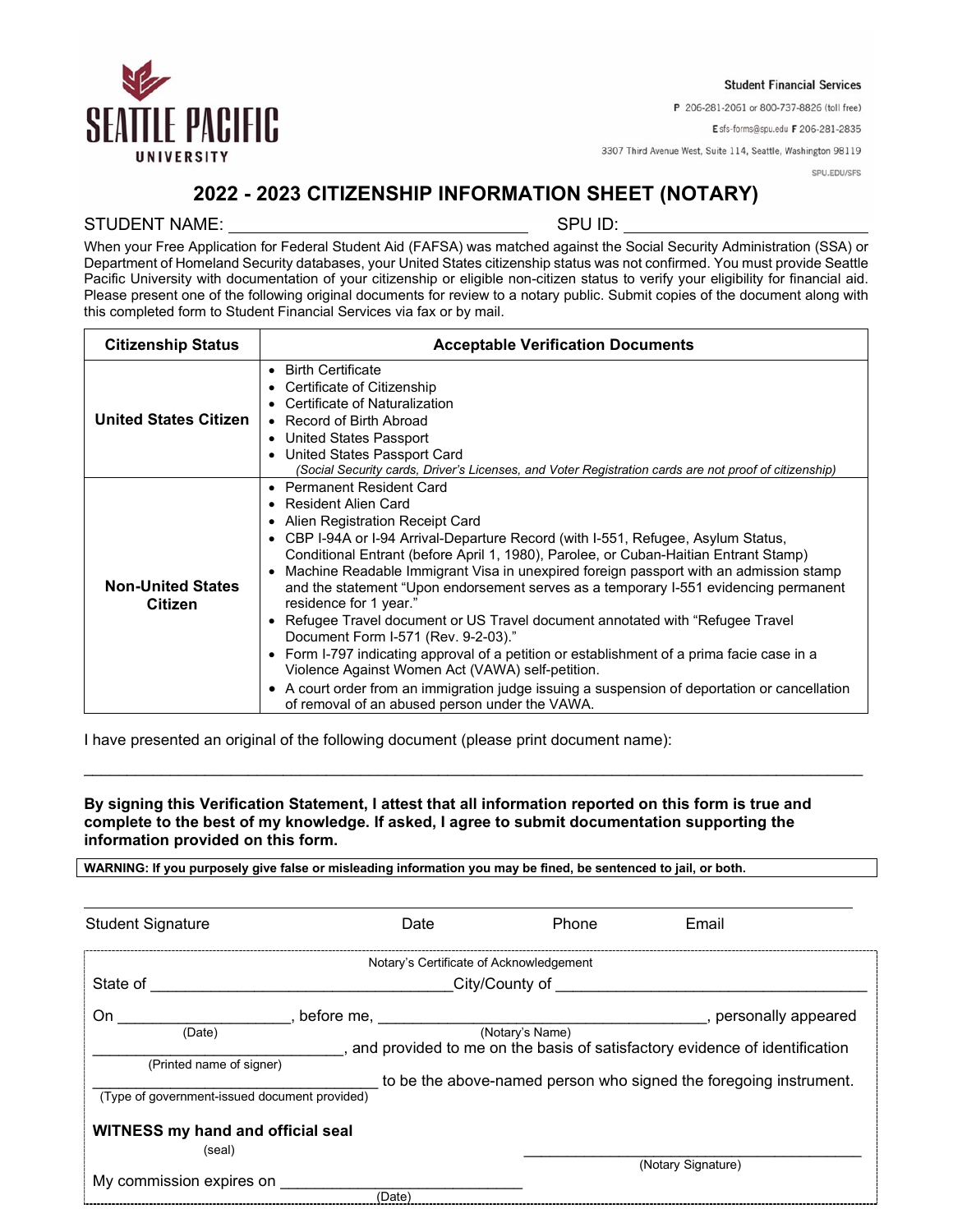**SEATTLE PACIFIC UNIVERSITY**

Student Financial Services

P 206-281-2061 or 800-737-8826 (toll free)

E sfs-forms@spu.edu F 206-281-2835

3307 Third Avenue West, Suite 114, Seattle, Washington 98119

SPU.EDU/SFS

# 2022 - 2023 CITIZENSHIP INFORMATION SHEET (NOTARY)

STUDENT NAME: ______________________________ SPU ID: ______________________

When your Free Application for Federal Student Aid (FAFSA) was matched against the Social Security Administration (SSA) or Department of Homeland Security databases, your United States citizenship status was not confirmed. You must provide Seattle Pacific University with documentation of your citizenship or eligible non-citizen status to verify your eligibility for financial aid. Please present one of the following original documents for review to a notary public. Submit copies of the document along with this completed form to Student Financial Services via fax or by mail.

| Citizenship Status | Acceptable Verification Documents |
|---|---|
| **United States Citizen** | • Birth Certificate<br>• Certificate of Citizenship<br>• Certificate of Naturalization<br>• Record of Birth Abroad<br>• United States Passport<br>• United States Passport Card<br>*(Social Security cards, Driver's Licenses, and Voter Registration cards are not proof of citizenship)* |
| **Non-United States Citizen** | • Permanent Resident Card<br>• Resident Alien Card<br>• Alien Registration Receipt Card<br>• CBP I-94A or I-94 Arrival-Departure Record (with I-551, Refugee, Asylum Status, Conditional Entrant (before April 1, 1980), Parolee, or Cuban-Haitian Entrant Stamp)<br>• Machine Readable Immigrant Visa in unexpired foreign passport with an admission stamp and the statement "Upon endorsement serves as a temporary I-551 evidencing permanent residence for 1 year."<br>• Refugee Travel document or US Travel document annotated with "Refugee Travel Document Form I-571 (Rev. 9-2-03)."<br>• Form I-797 indicating approval of a petition or establishment of a prima facie case in a Violence Against Women Act (VAWA) self-petition.<br>• A court order from an immigration judge issuing a suspension of deportation or cancellation of removal of an abused person under the VAWA. |

I have presented an original of the following document (please print document name):

_______________________________________________________________________________

**By signing this Verification Statement, I attest that all information reported on this form is true and complete to the best of my knowledge. If asked, I agree to submit documentation supporting the information provided on this form.**

**WARNING: If you purposely give false or misleading information you may be fined, be sentenced to jail, or both.**

_______________________________________________________________________________

Student Signature Date Phone Email

Notary's Certificate of Acknowledgement

State of ______________________________ City/County of ______________________________

On ________________ (Date), before me, ______________________________ (Notary's Name), personally appeared

______________________________ (Printed name of signer), and provided to me on the basis of satisfactory evidence of identification

______________________________ (Type of government-issued document provided) to be the above-named person who signed the foregoing instrument.

**WITNESS my hand and official seal**

(seal)

______________________________ (Notary Signature)

My commission expires on ______________________ (Date)